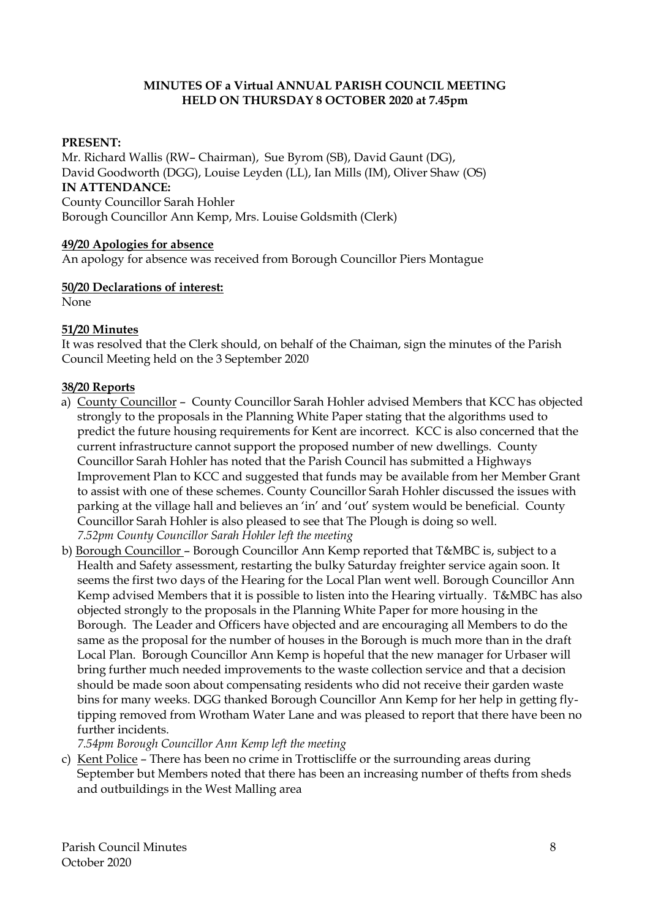**MINUTES OF a Virtual ANNUAL PARISH COUNCIL MEETING HELD ON THURSDAY 8 OCTOBER 2020 at 7.45pm**

**PRESENT:**
Mr. Richard Wallis (RW– Chairman), Sue Byrom (SB), David Gaunt (DG), David Goodworth (DGG), Louise Leyden (LL), Ian Mills (IM), Oliver Shaw (OS)
**IN ATTENDANCE:**
County Councillor Sarah Hohler
Borough Councillor Ann Kemp, Mrs. Louise Goldsmith (Clerk)

**49/20 Apologies for absence**
An apology for absence was received from Borough Councillor Piers Montague

**50/20 Declarations of interest:**
None

**51/20 Minutes**
It was resolved that the Clerk should, on behalf of the Chaiman, sign the minutes of the Parish Council Meeting held on the 3 September 2020

**38/20 Reports**

a) County Councillor – County Councillor Sarah Hohler advised Members that KCC has objected strongly to the proposals in the Planning White Paper stating that the algorithms used to predict the future housing requirements for Kent are incorrect. KCC is also concerned that the current infrastructure cannot support the proposed number of new dwellings. County Councillor Sarah Hohler has noted that the Parish Council has submitted a Highways Improvement Plan to KCC and suggested that funds may be available from her Member Grant to assist with one of these schemes. County Councillor Sarah Hohler discussed the issues with parking at the village hall and believes an 'in' and 'out' system would be beneficial. County Councillor Sarah Hohler is also pleased to see that The Plough is doing so well.
*7.52pm County Councillor Sarah Hohler left the meeting*

b) Borough Councillor – Borough Councillor Ann Kemp reported that T&MBC is, subject to a Health and Safety assessment, restarting the bulky Saturday freighter service again soon. It seems the first two days of the Hearing for the Local Plan went well. Borough Councillor Ann Kemp advised Members that it is possible to listen into the Hearing virtually. T&MBC has also objected strongly to the proposals in the Planning White Paper for more housing in the Borough. The Leader and Officers have objected and are encouraging all Members to do the same as the proposal for the number of houses in the Borough is much more than in the draft Local Plan. Borough Councillor Ann Kemp is hopeful that the new manager for Urbaser will bring further much needed improvements to the waste collection service and that a decision should be made soon about compensating residents who did not receive their garden waste bins for many weeks. DGG thanked Borough Councillor Ann Kemp for her help in getting fly-tipping removed from Wrotham Water Lane and was pleased to report that there have been no further incidents.
*7.54pm Borough Councillor Ann Kemp left the meeting*

c) Kent Police – There has been no crime in Trottiscliffe or the surrounding areas during September but Members noted that there has been an increasing number of thefts from sheds and outbuildings in the West Malling area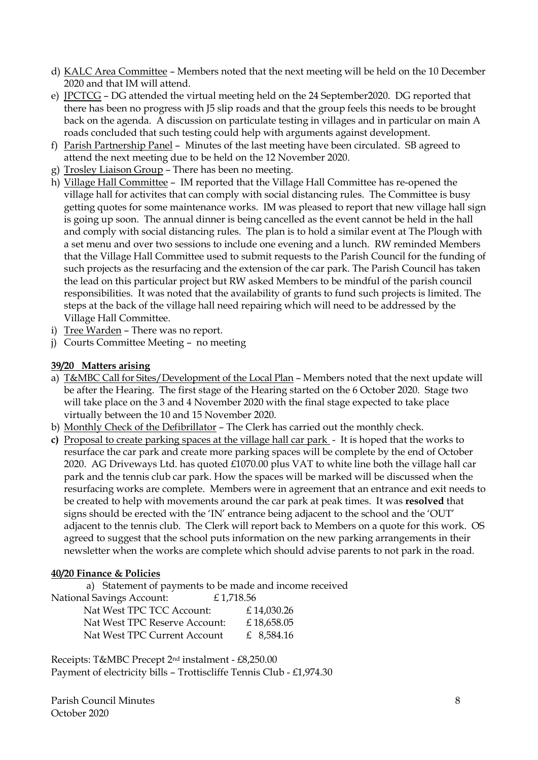d) KALC Area Committee – Members noted that the next meeting will be held on the 10 December 2020 and that IM will attend.
e) JPCTCG – DG attended the virtual meeting held on the 24 September2020. DG reported that there has been no progress with J5 slip roads and that the group feels this needs to be brought back on the agenda. A discussion on particulate testing in villages and in particular on main A roads concluded that such testing could help with arguments against development.
f) Parish Partnership Panel – Minutes of the last meeting have been circulated. SB agreed to attend the next meeting due to be held on the 12 November 2020.
g) Trosley Liaison Group – There has been no meeting.
h) Village Hall Committee – IM reported that the Village Hall Committee has re-opened the village hall for activites that can comply with social distancing rules. The Committee is busy getting quotes for some maintenance works. IM was pleased to report that new village hall sign is going up soon. The annual dinner is being cancelled as the event cannot be held in the hall and comply with social distancing rules. The plan is to hold a similar event at The Plough with a set menu and over two sessions to include one evening and a lunch. RW reminded Members that the Village Hall Committee used to submit requests to the Parish Council for the funding of such projects as the resurfacing and the extension of the car park. The Parish Council has taken the lead on this particular project but RW asked Members to be mindful of the parish council responsibilities. It was noted that the availability of grants to fund such projects is limited. The steps at the back of the village hall need repairing which will need to be addressed by the Village Hall Committee.
i) Tree Warden – There was no report.
j) Courts Committee Meeting – no meeting

**39/20 Matters arising**

a) T&MBC Call for Sites/Development of the Local Plan – Members noted that the next update will be after the Hearing. The first stage of the Hearing started on the 6 October 2020. Stage two will take place on the 3 and 4 November 2020 with the final stage expected to take place virtually between the 10 and 15 November 2020.
b) Monthly Check of the Defibrillator – The Clerk has carried out the monthly check.
c) Proposal to create parking spaces at the village hall car park - It is hoped that the works to resurface the car park and create more parking spaces will be complete by the end of October 2020. AG Driveways Ltd. has quoted £1070.00 plus VAT to white line both the village hall car park and the tennis club car park. How the spaces will be marked will be discussed when the resurfacing works are complete. Members were in agreement that an entrance and exit needs to be created to help with movements around the car park at peak times. It was **resolved** that signs should be erected with the 'IN' entrance being adjacent to the school and the 'OUT' adjacent to the tennis club. The Clerk will report back to Members on a quote for this work. OS agreed to suggest that the school puts information on the new parking arrangements in their newsletter when the works are complete which should advise parents to not park in the road.

**40/20 Finance & Policies**

a) Statement of payments to be made and income received

| | |
|---|---|
| National Savings Account: | £ 1,718.56 |
| Nat West TPC TCC Account: | £ 14,030.26 |
| Nat West TPC Reserve Account: | £ 18,658.05 |
| Nat West TPC Current Account | £ 8,584.16 |

Receipts: T&MBC Precept 2nd instalment - £8,250.00
Payment of electricity bills – Trottiscliffe Tennis Club - £1,974.30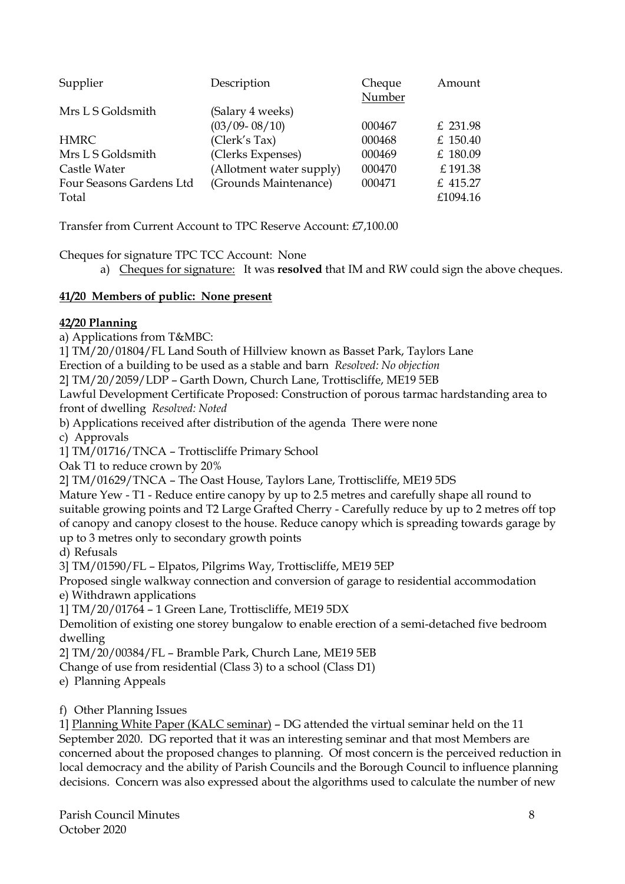| Supplier | Description | Cheque Number | Amount |
|---|---|---|---|
| Mrs L S Goldsmith | (Salary 4 weeks) (03/09- 08/10) | 000467 | £ 231.98 |
| HMRC | (Clerk's Tax) | 000468 | £ 150.40 |
| Mrs L S Goldsmith | (Clerks Expenses) | 000469 | £ 180.09 |
| Castle Water | (Allotment water supply) | 000470 | £ 191.38 |
| Four Seasons Gardens Ltd | (Grounds Maintenance) | 000471 | £ 415.27 |
| Total | | | £1094.16 |

Transfer from Current Account to TPC Reserve Account: £7,100.00

Cheques for signature TPC TCC Account: None

a) Cheques for signature: It was **resolved** that IM and RW could sign the above cheques.

**41/20 Members of public: None present**

**42/20 Planning**

a) Applications from T&MBC:

1] TM/20/01804/FL Land South of Hillview known as Basset Park, Taylors Lane
Erection of a building to be used as a stable and barn *Resolved: No objection*

2] TM/20/2059/LDP – Garth Down, Church Lane, Trottiscliffe, ME19 5EB
Lawful Development Certificate Proposed: Construction of porous tarmac hardstanding area to front of dwelling *Resolved: Noted*

b) Applications received after distribution of the agenda There were none

c) Approvals

1] TM/01716/TNCA – Trottiscliffe Primary School
Oak T1 to reduce crown by 20%

2] TM/01629/TNCA – The Oast House, Taylors Lane, Trottiscliffe, ME19 5DS
Mature Yew - T1 - Reduce entire canopy by up to 2.5 metres and carefully shape all round to suitable growing points and T2 Large Grafted Cherry - Carefully reduce by up to 2 metres off top of canopy and canopy closest to the house. Reduce canopy which is spreading towards garage by up to 3 metres only to secondary growth points

d) Refusals

3] TM/01590/FL – Elpatos, Pilgrims Way, Trottiscliffe, ME19 5EP
Proposed single walkway connection and conversion of garage to residential accommodation

e) Withdrawn applications

1] TM/20/01764 – 1 Green Lane, Trottiscliffe, ME19 5DX
Demolition of existing one storey bungalow to enable erection of a semi-detached five bedroom dwelling

2] TM/20/00384/FL – Bramble Park, Church Lane, ME19 5EB
Change of use from residential (Class 3) to a school (Class D1)

e) Planning Appeals

f) Other Planning Issues

1] Planning White Paper (KALC seminar) – DG attended the virtual seminar held on the 11 September 2020. DG reported that it was an interesting seminar and that most Members are concerned about the proposed changes to planning. Of most concern is the perceived reduction in local democracy and the ability of Parish Councils and the Borough Council to influence planning decisions. Concern was also expressed about the algorithms used to calculate the number of new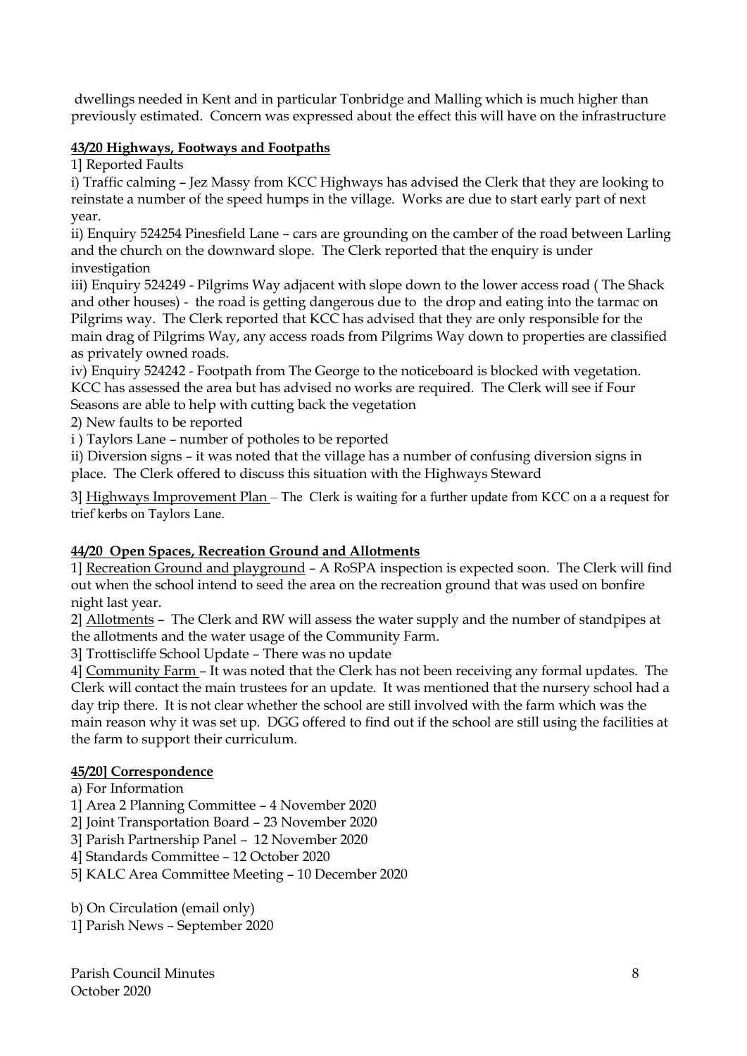dwellings needed in Kent and in particular Tonbridge and Malling which is much higher than previously estimated. Concern was expressed about the effect this will have on the infrastructure

**43/20 Highways, Footways and Footpaths**

1] Reported Faults

i) Traffic calming – Jez Massy from KCC Highways has advised the Clerk that they are looking to reinstate a number of the speed humps in the village. Works are due to start early part of next year.

ii) Enquiry 524254 Pinesfield Lane – cars are grounding on the camber of the road between Larling and the church on the downward slope. The Clerk reported that the enquiry is under investigation

iii) Enquiry 524249 - Pilgrims Way adjacent with slope down to the lower access road ( The Shack and other houses) - the road is getting dangerous due to the drop and eating into the tarmac on Pilgrims way. The Clerk reported that KCC has advised that they are only responsible for the main drag of Pilgrims Way, any access roads from Pilgrims Way down to properties are classified as privately owned roads.

iv) Enquiry 524242 - Footpath from The George to the noticeboard is blocked with vegetation. KCC has assessed the area but has advised no works are required. The Clerk will see if Four Seasons are able to help with cutting back the vegetation

2) New faults to be reported

i ) Taylors Lane – number of potholes to be reported

ii) Diversion signs – it was noted that the village has a number of confusing diversion signs in place. The Clerk offered to discuss this situation with the Highways Steward

3] Highways Improvement Plan – The Clerk is waiting for a further update from KCC on a a request for trief kerbs on Taylors Lane.

**44/20 Open Spaces, Recreation Ground and Allotments**

1] Recreation Ground and playground – A RoSPA inspection is expected soon. The Clerk will find out when the school intend to seed the area on the recreation ground that was used on bonfire night last year.

2] Allotments – The Clerk and RW will assess the water supply and the number of standpipes at the allotments and the water usage of the Community Farm.

3] Trottiscliffe School Update – There was no update

4] Community Farm – It was noted that the Clerk has not been receiving any formal updates. The Clerk will contact the main trustees for an update. It was mentioned that the nursery school had a day trip there. It is not clear whether the school are still involved with the farm which was the main reason why it was set up. DGG offered to find out if the school are still using the facilities at the farm to support their curriculum.

**45/20] Correspondence**

a) For Information

1] Area 2 Planning Committee – 4 November 2020

2] Joint Transportation Board – 23 November 2020

3] Parish Partnership Panel – 12 November 2020

4] Standards Committee – 12 October 2020

5] KALC Area Committee Meeting – 10 December 2020

b) On Circulation (email only)

1] Parish News – September 2020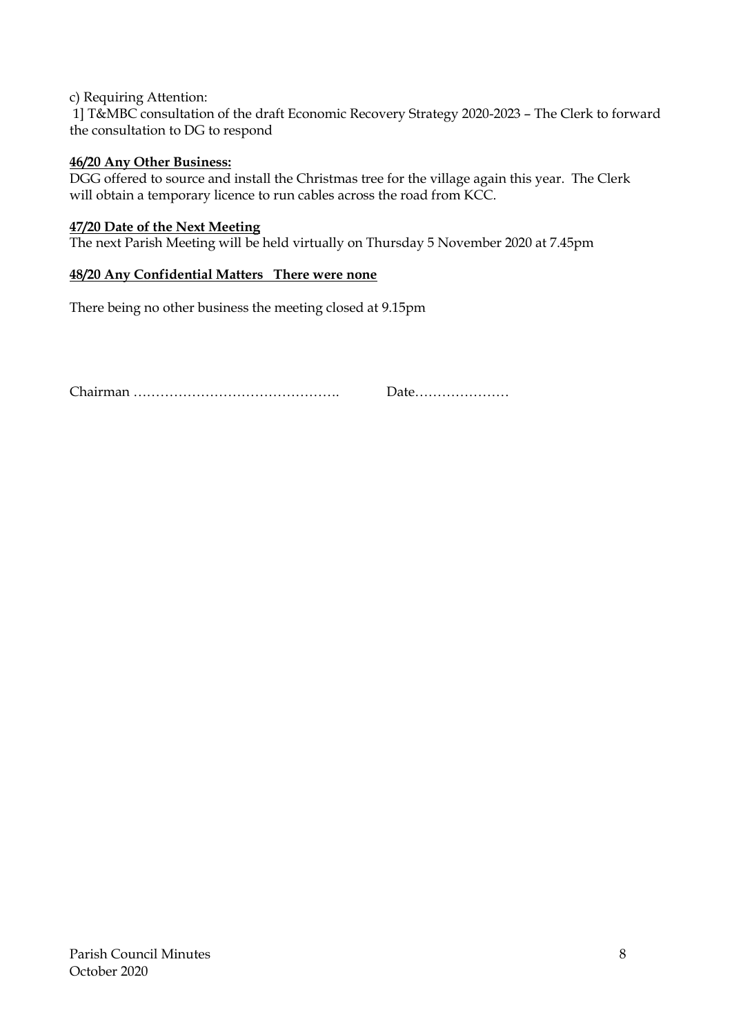c) Requiring Attention:

1] T&MBC consultation of the draft Economic Recovery Strategy 2020-2023 – The Clerk to forward the consultation to DG to respond

**46/20 Any Other Business:**

DGG offered to source and install the Christmas tree for the village again this year. The Clerk will obtain a temporary licence to run cables across the road from KCC.

**47/20 Date of the Next Meeting**

The next Parish Meeting will be held virtually on Thursday 5 November 2020 at 7.45pm

**48/20 Any Confidential Matters There were none**

There being no other business the meeting closed at 9.15pm

Chairman ………………………………………. Date…………………